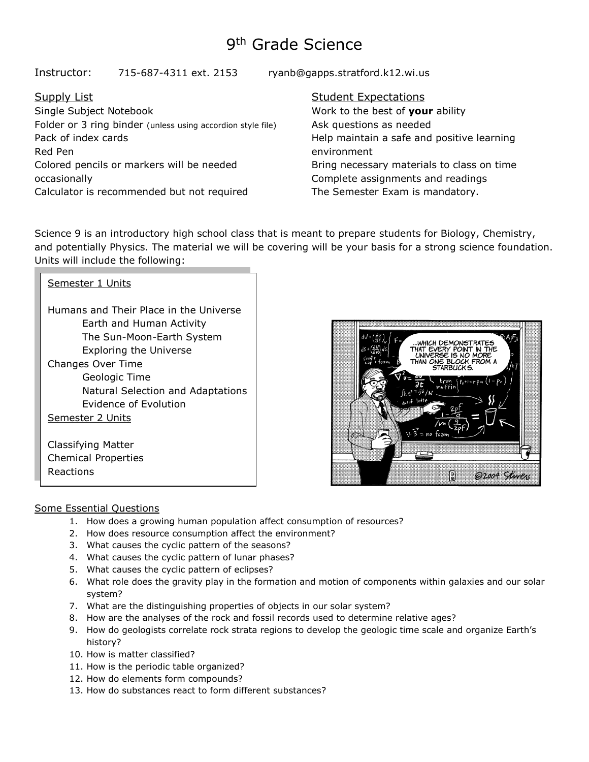# 9th Grade Science

Instructor: 715-687-4311 ext. 2153 ryanb@gapps.stratford.k12.wi.us

## Supply List

Single Subject Notebook
Folder or 3 ring binder (unless using accordion style file)
Pack of index cards
Red Pen
Colored pencils or markers will be needed occasionally
Calculator is recommended but not required

## Student Expectations

Work to the best of **your** ability
Ask questions as needed
Help maintain a safe and positive learning environment
Bring necessary materials to class on time
Complete assignments and readings
The Semester Exam is mandatory.

Science 9 is an introductory high school class that is meant to prepare students for Biology, Chemistry, and potentially Physics. The material we will be covering will be your basis for a strong science foundation. Units will include the following:

Semester 1 Units

- Humans and Their Place in the Universe
  - Earth and Human Activity
  - The Sun-Moon-Earth System
  - Exploring the Universe
- Changes Over Time
  - Geologic Time
  - Natural Selection and Adaptations
  - Evidence of Evolution

Semester 2 Units

- Classifying Matter
- Chemical Properties
- Reactions

## Some Essential Questions

1. How does a growing human population affect consumption of resources?
2. How does resource consumption affect the environment?
3. What causes the cyclic pattern of the seasons?
4. What causes the cyclic pattern of lunar phases?
5. What causes the cyclic pattern of eclipses?
6. What role does the gravity play in the formation and motion of components within galaxies and our solar system?
7. What are the distinguishing properties of objects in our solar system?
8. How are the analyses of the rock and fossil records used to determine relative ages?
9. How do geologists correlate rock strata regions to develop the geologic time scale and organize Earth's history?
10. How is matter classified?
11. How is the periodic table organized?
12. How do elements form compounds?
13. How do substances react to form different substances?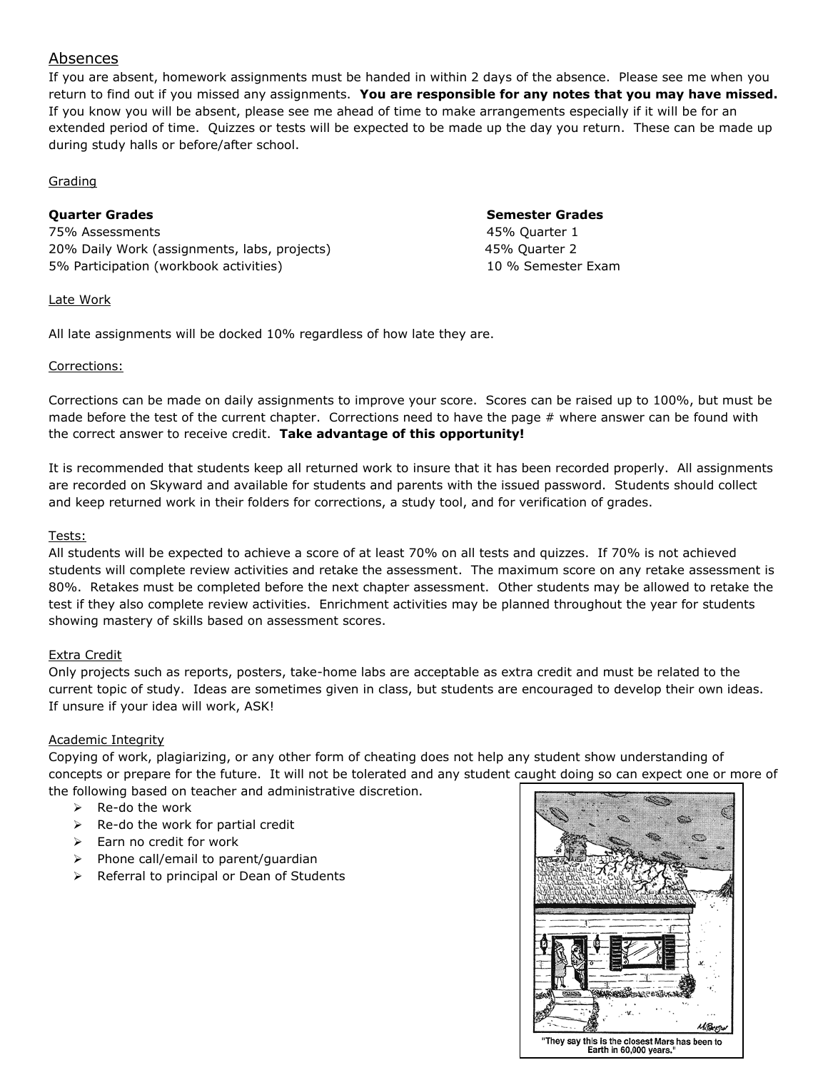## Absences

If you are absent, homework assignments must be handed in within 2 days of the absence. Please see me when you return to find out if you missed any assignments. **You are responsible for any notes that you may have missed.** If you know you will be absent, please see me ahead of time to make arrangements especially if it will be for an extended period of time. Quizzes or tests will be expected to be made up the day you return. These can be made up during study halls or before/after school.

### Grading

| Quarter Grades | Semester Grades |
|---|---|
| 75% Assessments | 45% Quarter 1 |
| 20% Daily Work (assignments, labs, projects) | 45% Quarter 2 |
| 5% Participation (workbook activities) | 10 % Semester Exam |

### Late Work

All late assignments will be docked 10% regardless of how late they are.

### Corrections:

Corrections can be made on daily assignments to improve your score. Scores can be raised up to 100%, but must be made before the test of the current chapter. Corrections need to have the page # where answer can be found with the correct answer to receive credit. **Take advantage of this opportunity!**

It is recommended that students keep all returned work to insure that it has been recorded properly. All assignments are recorded on Skyward and available for students and parents with the issued password. Students should collect and keep returned work in their folders for corrections, a study tool, and for verification of grades.

### Tests:

All students will be expected to achieve a score of at least 70% on all tests and quizzes. If 70% is not achieved students will complete review activities and retake the assessment. The maximum score on any retake assessment is 80%. Retakes must be completed before the next chapter assessment. Other students may be allowed to retake the test if they also complete review activities. Enrichment activities may be planned throughout the year for students showing mastery of skills based on assessment scores.

### Extra Credit

Only projects such as reports, posters, take-home labs are acceptable as extra credit and must be related to the current topic of study. Ideas are sometimes given in class, but students are encouraged to develop their own ideas. If unsure if your idea will work, ASK!

### Academic Integrity

Copying of work, plagiarizing, or any other form of cheating does not help any student show understanding of concepts or prepare for the future. It will not be tolerated and any student caught doing so can expect one or more of the following based on teacher and administrative discretion.

- Re-do the work
- Re-do the work for partial credit
- Earn no credit for work
- Phone call/email to parent/guardian
- Referral to principal or Dean of Students

"They say this is the closest Mars has been to Earth in 60,000 years."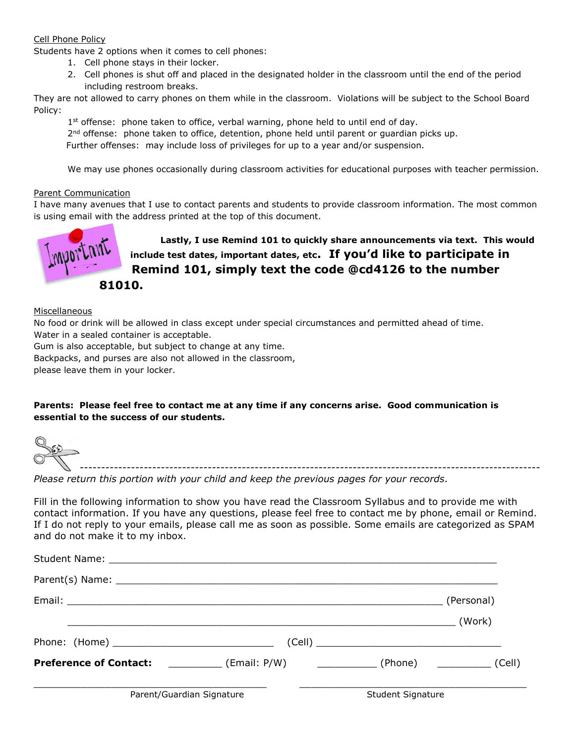<u>Cell Phone Policy</u>

Students have 2 options when it comes to cell phones:

1. Cell phone stays in their locker.
2. Cell phones is shut off and placed in the designated holder in the classroom until the end of the period including restroom breaks.

They are not allowed to carry phones on them while in the classroom. Violations will be subject to the School Board Policy:

1st offense: phone taken to office, verbal warning, phone held to until end of day.
2nd offense: phone taken to office, detention, phone held until parent or guardian picks up.
Further offenses: may include loss of privileges for up to a year and/or suspension.

We may use phones occasionally during classroom activities for educational purposes with teacher permission.

<u>Parent Communication</u>

I have many avenues that I use to contact parents and students to provide classroom information. The most common is using email with the address printed at the top of this document.

Important

**Lastly, I use Remind 101 to quickly share announcements via text. This would include test dates, important dates, etc. If you'd like to participate in Remind 101, simply text the code @cd4126 to the number 81010.**

<u>Miscellaneous</u>

No food or drink will be allowed in class except under special circumstances and permitted ahead of time.
Water in a sealed container is acceptable.
Gum is also acceptable, but subject to change at any time.
Backpacks, and purses are also not allowed in the classroom,
please leave them in your locker.

**Parents: Please feel free to contact me at any time if any concerns arise. Good communication is essential to the success of our students.**

---

*Please return this portion with your child and keep the previous pages for your records.*

Fill in the following information to show you have read the Classroom Syllabus and to provide me with contact information. If you have any questions, please feel free to contact me by phone, email or Remind. If I do not reply to your emails, please call me as soon as possible. Some emails are categorized as SPAM and do not make it to my inbox.

Student Name: ______________________________________________

Parent(s) Name: ______________________________________________

Email: ______________________________________________ (Personal)

______________________________________________ (Work)

Phone: (Home) ____________________ (Cell) ____________________

**Preference of Contact:** _________ (Email: P/W) __________ (Phone) _________ (Cell)

______________________________ Parent/Guardian Signature

______________________________ Student Signature